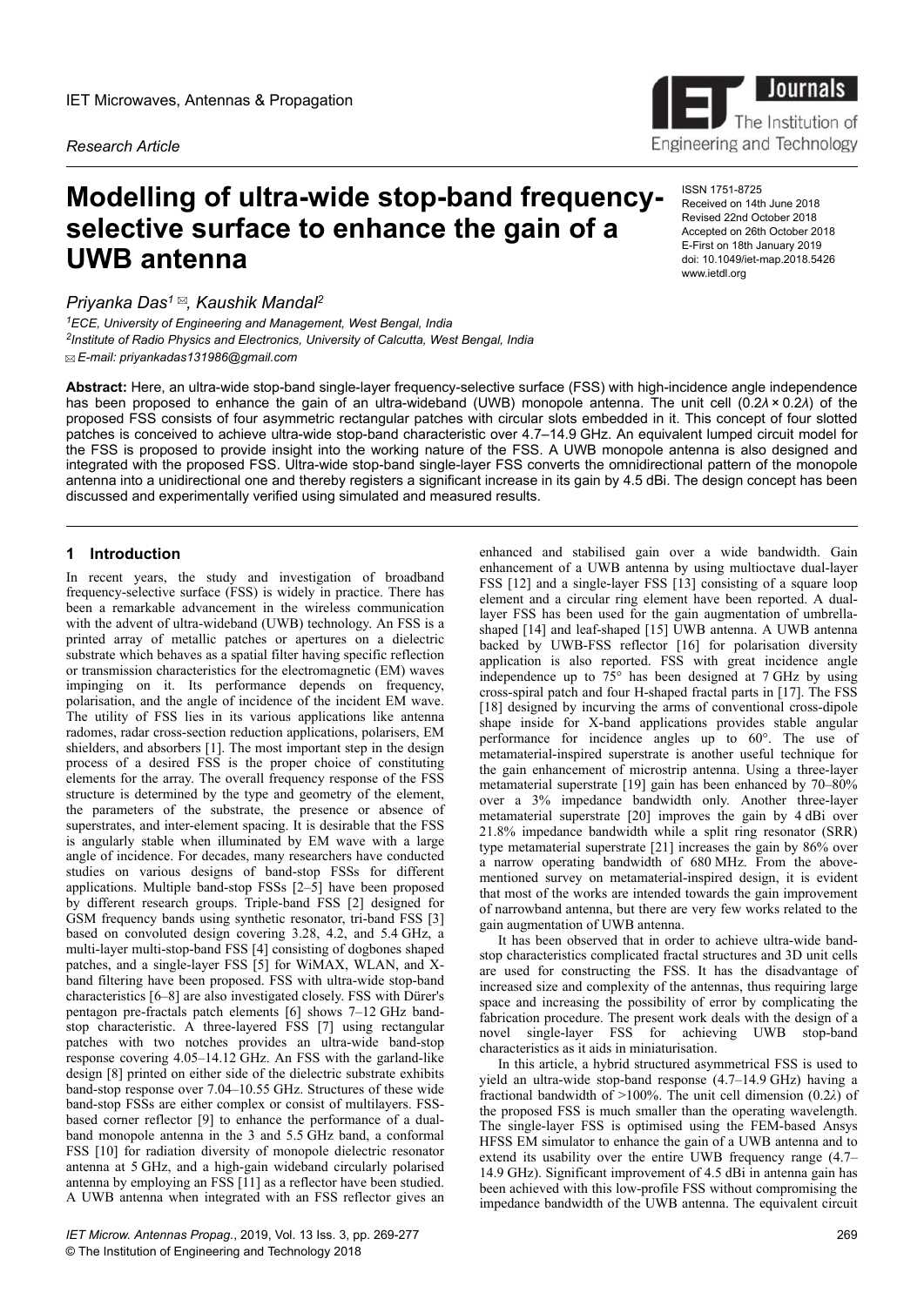IET Microwaves, Antennas & Propagation

*Research Article*

# Modelling of ultra-wide stop-band frequency-selective surface to enhance the gain of a UWB antenna

ISSN 1751-8725
Received on 14th June 2018
Revised 22nd October 2018
Accepted on 26th October 2018
E-First on 18th January 2019
doi: 10.1049/iet-map.2018.5426
www.ietdl.org

*Priyanka Das[1] ✉, Kaushik Mandal[2]*

[1]ECE, University of Engineering and Management, West Bengal, India
[2]Institute of Radio Physics and Electronics, University of Calcutta, West Bengal, India
✉ E-mail: priyankadas131986@gmail.com

**Abstract:** Here, an ultra-wide stop-band single-layer frequency-selective surface (FSS) with high-incidence angle independence has been proposed to enhance the gain of an ultra-wideband (UWB) monopole antenna. The unit cell ($0.2\lambda \times 0.2\lambda$) of the proposed FSS consists of four asymmetric rectangular patches with circular slots embedded in it. This concept of four slotted patches is conceived to achieve ultra-wide stop-band characteristic over 4.7–14.9 GHz. An equivalent lumped circuit model for the FSS is proposed to provide insight into the working nature of the FSS. A UWB monopole antenna is also designed and integrated with the proposed FSS. Ultra-wide stop-band single-layer FSS converts the omnidirectional pattern of the monopole antenna into a unidirectional one and thereby registers a significant increase in its gain by 4.5 dBi. The design concept has been discussed and experimentally verified using simulated and measured results.

## 1 Introduction

In recent years, the study and investigation of broadband frequency-selective surface (FSS) is widely in practice. There has been a remarkable advancement in the wireless communication with the advent of ultra-wideband (UWB) technology. An FSS is a printed array of metallic patches or apertures on a dielectric substrate which behaves as a spatial filter having specific reflection or transmission characteristics for the electromagnetic (EM) waves impinging on it. Its performance depends on frequency, polarisation, and the angle of incidence of the incident EM wave. The utility of FSS lies in its various applications like antenna radomes, radar cross-section reduction applications, polarisers, EM shielders, and absorbers [1]. The most important step in the design process of a desired FSS is the proper choice of constituting elements for the array. The overall frequency response of the FSS structure is determined by the type and geometry of the element, the parameters of the substrate, the presence or absence of superstrates, and inter-element spacing. It is desirable that the FSS is angularly stable when illuminated by EM wave with a large angle of incidence. For decades, many researchers have conducted studies on various designs of band-stop FSSs for different applications. Multiple band-stop FSSs [2–5] have been proposed by different research groups. Triple-band FSS [2] designed for GSM frequency bands using synthetic resonator, tri-band FSS [3] based on convoluted design covering 3.28, 4.2, and 5.4 GHz, a multi-layer multi-stop-band FSS [4] consisting of dogbones shaped patches, and a single-layer FSS [5] for WiMAX, WLAN, and X-band filtering have been proposed. FSS with ultra-wide stop-band characteristics [6–8] are also investigated closely. FSS with Dürer's pentagon pre-fractals patch elements [6] shows 7–12 GHz band-stop characteristic. A three-layered FSS [7] using rectangular patches with two notches provides an ultra-wide band-stop response covering 4.05–14.12 GHz. An FSS with the garland-like design [8] printed on either side of the dielectric substrate exhibits band-stop response over 7.04–10.55 GHz. Structures of these wide band-stop FSSs are either complex or consist of multilayers. FSS-based corner reflector [9] to enhance the performance of a dual-band monopole antenna in the 3 and 5.5 GHz band, a conformal FSS [10] for radiation diversity of monopole dielectric resonator antenna at 5 GHz, and a high-gain wideband circularly polarised antenna by employing an FSS [11] as a reflector have been studied. A UWB antenna when integrated with an FSS reflector gives an enhanced and stabilised gain over a wide bandwidth. Gain enhancement of a UWB antenna by using multioctave dual-layer FSS [12] and a single-layer FSS [13] consisting of a square loop element and a circular ring element have been reported. A dual-layer FSS has been used for the gain augmentation of umbrella-shaped [14] and leaf-shaped [15] UWB antenna. A UWB antenna backed by UWB-FSS reflector [16] for polarisation diversity application is also reported. FSS with great incidence angle independence up to 75° has been designed at 7 GHz by using cross-spiral patch and four H-shaped fractal parts in [17]. The FSS [18] designed by incurving the arms of conventional cross-dipole shape inside for X-band applications provides stable angular performance for incidence angles up to 60°. The use of metamaterial-inspired superstrate is another useful technique for the gain enhancement of microstrip antenna. Using a three-layer metamaterial superstrate [19] gain has been enhanced by 70–80% over a 3% impedance bandwidth only. Another three-layer metamaterial superstrate [20] improves the gain by 4 dBi over 21.8% impedance bandwidth while a split ring resonator (SRR) type metamaterial superstrate [21] increases the gain by 86% over a narrow operating bandwidth of 680 MHz. From the above-mentioned survey on metamaterial-inspired design, it is evident that most of the works are intended towards the gain improvement of narrowband antenna, but there are very few works related to the gain augmentation of UWB antenna.

It has been observed that in order to achieve ultra-wide band-stop characteristics complicated fractal structures and 3D unit cells are used for constructing the FSS. It has the disadvantage of increased size and complexity of the antennas, thus requiring large space and increasing the possibility of error by complicating the fabrication procedure. The present work deals with the design of a novel single-layer FSS for achieving UWB stop-band characteristics as it aids in miniaturisation.

In this article, a hybrid structured asymmetrical FSS is used to yield an ultra-wide stop-band response (4.7–14.9 GHz) having a fractional bandwidth of >100%. The unit cell dimension ($0.2\lambda$) of the proposed FSS is much smaller than the operating wavelength. The single-layer FSS is optimised using the FEM-based Ansys HFSS EM simulator to enhance the gain of a UWB antenna and to extend its usability over the entire UWB frequency range (4.7–14.9 GHz). Significant improvement of 4.5 dBi in antenna gain has been achieved with this low-profile FSS without compromising the impedance bandwidth of the UWB antenna. The equivalent circuit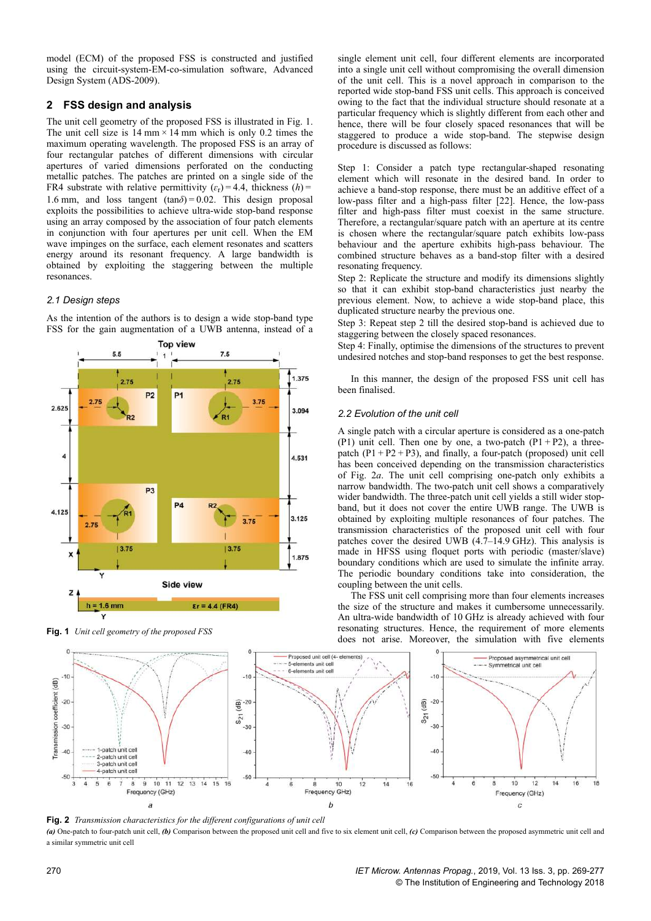model (ECM) of the proposed FSS is constructed and justified using the circuit-system-EM-co-simulation software, Advanced Design System (ADS-2009).

## 2 FSS design and analysis

The unit cell geometry of the proposed FSS is illustrated in Fig. 1. The unit cell size is 14 mm × 14 mm which is only 0.2 times the maximum operating wavelength. The proposed FSS is an array of four rectangular patches of different dimensions with circular apertures of varied dimensions perforated on the conducting metallic patches. The patches are printed on a single side of the FR4 substrate with relative permittivity ($\varepsilon_r$) = 4.4, thickness ($h$) = 1.6 mm, and loss tangent (tan$\delta$) = 0.02. This design proposal exploits the possibilities to achieve ultra-wide stop-band response using an array composed by the association of four patch elements in conjunction with four apertures per unit cell. When the EM wave impinges on the surface, each element resonates and scatters energy around its resonant frequency. A large bandwidth is obtained by exploiting the staggering between the multiple resonances.

### *2.1 Design steps*

As the intention of the authors is to design a wide stop-band type FSS for the gain augmentation of a UWB antenna, instead of a single element unit cell, four different elements are incorporated into a single unit cell without compromising the overall dimension of the unit cell. This is a novel approach in comparison to the reported wide stop-band FSS unit cells. This approach is conceived owing to the fact that the individual structure should resonate at a particular frequency which is slightly different from each other and hence, there will be four closely spaced resonances that will be staggered to produce a wide stop-band. The stepwise design procedure is discussed as follows:

Step 1: Consider a patch type rectangular-shaped resonating element which will resonate in the desired band. In order to achieve a band-stop response, there must be an additive effect of a low-pass filter and a high-pass filter [22]. Hence, the low-pass filter and high-pass filter must coexist in the same structure. Therefore, a rectangular/square patch with an aperture at its centre is chosen where the rectangular/square patch exhibits low-pass behaviour and the aperture exhibits high-pass behaviour. The combined structure behaves as a band-stop filter with a desired resonating frequency.

Step 2: Replicate the structure and modify its dimensions slightly so that it can exhibit stop-band characteristics just nearby the previous element. Now, to achieve a wide stop-band place, this duplicated structure nearby the previous one.

Step 3: Repeat step 2 till the desired stop-band is achieved due to staggering between the closely spaced resonances.

Step 4: Finally, optimise the dimensions of the structures to prevent undesired notches and stop-band responses to get the best response.

In this manner, the design of the proposed FSS unit cell has been finalised.

**Fig. 1** *Unit cell geometry of the proposed FSS*

### *2.2 Evolution of the unit cell*

A single patch with a circular aperture is considered as a one-patch (P1) unit cell. Then one by one, a two-patch (P1 + P2), a three-patch (P1 + P2 + P3), and finally, a four-patch (proposed) unit cell has been conceived depending on the transmission characteristics of Fig. 2*a*. The unit cell comprising one-patch only exhibits a narrow bandwidth. The two-patch unit cell shows a comparatively wider bandwidth. The three-patch unit cell yields a still wider stop-band, but it does not cover the entire UWB range. The UWB is obtained by exploiting multiple resonances of four patches. The transmission characteristics of the proposed unit cell with four patches cover the desired UWB (4.7–14.9 GHz). This analysis is made in HFSS using floquet ports with periodic (master/slave) boundary conditions which are used to simulate the infinite array. The periodic boundary conditions take into consideration, the coupling between the unit cells.

The FSS unit cell comprising more than four elements increases the size of the structure and makes it cumbersome unnecessarily. An ultra-wide bandwidth of 10 GHz is already achieved with four resonating structures. Hence, the requirement of more elements does not arise. Moreover, the simulation with five elements

**Fig. 2** *Transmission characteristics for the different configurations of unit cell*
***(a)*** One-patch to four-patch unit cell, ***(b)*** Comparison between the proposed unit cell and five to six element unit cell, ***(c)*** Comparison between the proposed asymmetric unit cell and a similar symmetric unit cell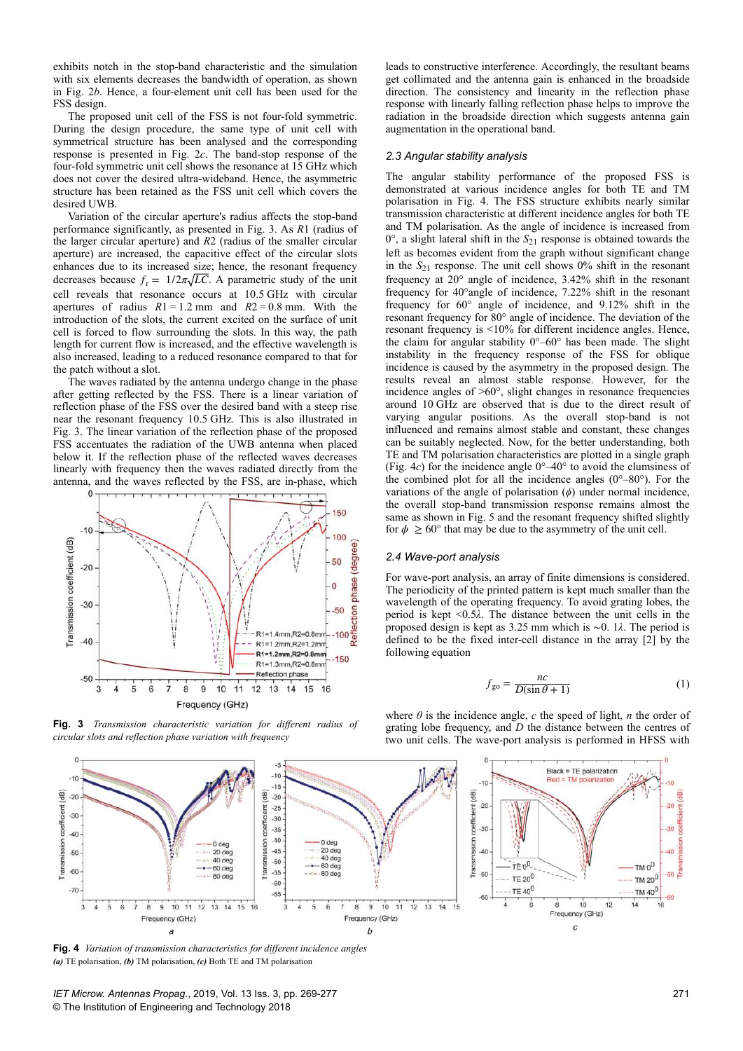exhibits notch in the stop-band characteristic and the simulation with six elements decreases the bandwidth of operation, as shown in Fig. 2*b*. Hence, a four-element unit cell has been used for the FSS design.

The proposed unit cell of the FSS is not four-fold symmetric. During the design procedure, the same type of unit cell with symmetrical structure has been analysed and the corresponding response is presented in Fig. 2*c*. The band-stop response of the four-fold symmetric unit cell shows the resonance at 15 GHz which does not cover the desired ultra-wideband. Hence, the asymmetric structure has been retained as the FSS unit cell which covers the desired UWB.

Variation of the circular aperture's radius affects the stop-band performance significantly, as presented in Fig. 3. As $R1$ (radius of the larger circular aperture) and $R2$ (radius of the smaller circular aperture) are increased, the capacitive effect of the circular slots enhances due to its increased size; hence, the resonant frequency decreases because $f_r = 1/2\pi\sqrt{LC}$. A parametric study of the unit cell reveals that resonance occurs at 10.5 GHz with circular apertures of radius $R1 = 1.2$ mm and $R2 = 0.8$ mm. With the introduction of the slots, the current excited on the surface of unit cell is forced to flow surrounding the slots. In this way, the path length for current flow is increased, and the effective wavelength is also increased, leading to a reduced resonance compared to that for the patch without a slot.

The waves radiated by the antenna undergo change in the phase after getting reflected by the FSS. There is a linear variation of reflection phase of the FSS over the desired band with a steep rise near the resonant frequency 10.5 GHz. This is also illustrated in Fig. 3. The linear variation of the reflection phase of the proposed FSS accentuates the radiation of the UWB antenna when placed below it. If the reflection phase of the reflected waves decreases linearly with frequency then the waves radiated directly from the antenna, and the waves reflected by the FSS, are in-phase, which leads to constructive interference. Accordingly, the resultant beams get collimated and the antenna gain is enhanced in the broadside direction. The consistency and linearity in the reflection phase response with linearly falling reflection phase helps to improve the radiation in the broadside direction which suggests antenna gain augmentation in the operational band.

**Fig. 3** *Transmission characteristic variation for different radius of circular slots and reflection phase variation with frequency*

### 2.3 Angular stability analysis

The angular stability performance of the proposed FSS is demonstrated at various incidence angles for both TE and TM polarisation in Fig. 4. The FSS structure exhibits nearly similar transmission characteristic at different incidence angles for both TE and TM polarisation. As the angle of incidence is increased from 0°, a slight lateral shift in the $S_{21}$ response is obtained towards the left as becomes evident from the graph without significant change in the $S_{21}$ response. The unit cell shows 0% shift in the resonant frequency at 20° angle of incidence, 3.42% shift in the resonant frequency for 40°angle of incidence, 7.22% shift in the resonant frequency for 60° angle of incidence, and 9.12% shift in the resonant frequency for 80° angle of incidence. The deviation of the resonant frequency is <10% for different incidence angles. Hence, the claim for angular stability 0°–60° has been made. The slight instability in the frequency response of the FSS for oblique incidence is caused by the asymmetry in the proposed design. The results reveal an almost stable response. However, for the incidence angles of >60°, slight changes in resonance frequencies around 10 GHz are observed that is due to the direct result of varying angular positions. As the overall stop-band is not influenced and remains almost stable and constant, these changes can be suitably neglected. Now, for the better understanding, both TE and TM polarisation characteristics are plotted in a single graph (Fig. 4*c*) for the incidence angle 0°–40° to avoid the clumsiness of the combined plot for all the incidence angles (0°–80°). For the variations of the angle of polarisation ($\phi$) under normal incidence, the overall stop-band transmission response remains almost the same as shown in Fig. 5 and the resonant frequency shifted slightly for $\phi \geq 60°$ that may be due to the asymmetry of the unit cell.

### 2.4 Wave-port analysis

For wave-port analysis, an array of finite dimensions is considered. The periodicity of the printed pattern is kept much smaller than the wavelength of the operating frequency. To avoid grating lobes, the period is kept <0.5$\lambda$. The distance between the unit cells in the proposed design is kept as 3.25 mm which is ∼0. 1$\lambda$. The period is defined to be the fixed inter-cell distance in the array [2] by the following equation

$$f_{go} = \frac{nc}{D(\sin\theta + 1)} \tag{1}$$

where $\theta$ is the incidence angle, $c$ the speed of light, $n$ the order of grating lobe frequency, and $D$ the distance between the centres of two unit cells. The wave-port analysis is performed in HFSS with

**Fig. 4** *Variation of transmission characteristics for different incidence angles*
***(a)*** TE polarisation, ***(b)*** TM polarisation, ***(c)*** Both TE and TM polarisation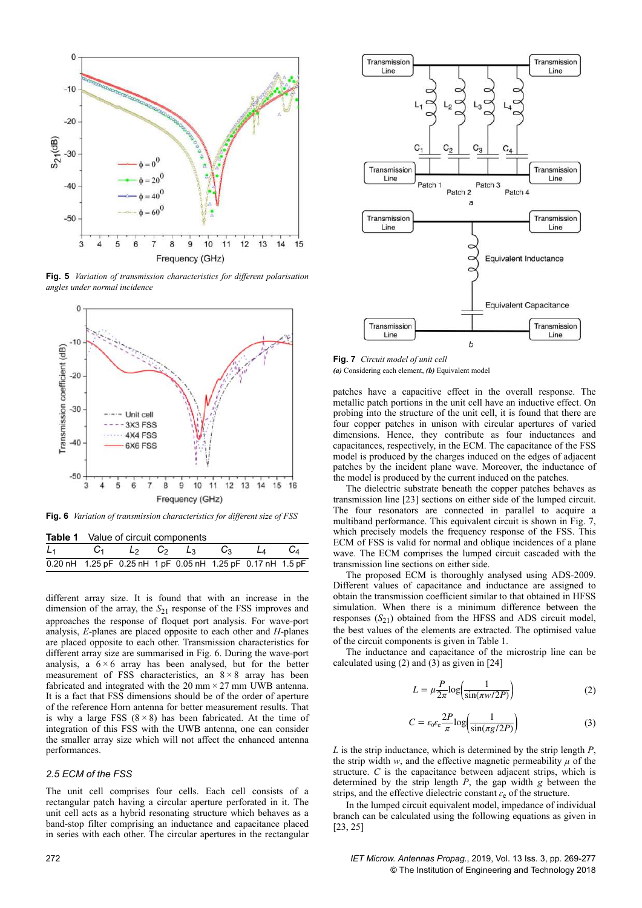**Fig. 5** *Variation of transmission characteristics for different polarisation angles under normal incidence*

**Fig. 6** *Variation of transmission characteristics for different size of FSS*

**Table 1** Value of circuit components

| $L_1$ | $C_1$ | $L_2$ | $C_2$ | $L_3$ | $C_3$ | $L_4$ | $C_4$ |
|---|---|---|---|---|---|---|---|
| 0.20 nH | 1.25 pF | 0.25 nH | 1 pF | 0.05 nH | 1.25 pF | 0.17 nH | 1.5 pF |

different array size. It is found that with an increase in the dimension of the array, the $S_{21}$ response of the FSS improves and approaches the response of floquet port analysis. For wave-port analysis, *E*-planes are placed opposite to each other and *H*-planes are placed opposite to each other. Transmission characteristics for different array size are summarised in Fig. 6. During the wave-port analysis, a $6 \times 6$ array has been analysed, but for the better measurement of FSS characteristics, an $8 \times 8$ array has been fabricated and integrated with the 20 mm × 27 mm UWB antenna. It is a fact that FSS dimensions should be of the order of aperture of the reference Horn antenna for better measurement results. That is why a large FSS ($8 \times 8$) has been fabricated. At the time of integration of this FSS with the UWB antenna, one can consider the smaller array size which will not affect the enhanced antenna performances.

### 2.5 ECM of the FSS

The unit cell comprises four cells. Each cell consists of a rectangular patch having a circular aperture perforated in it. The unit cell acts as a hybrid resonating structure which behaves as a band-stop filter comprising an inductance and capacitance placed in series with each other. The circular apertures in the rectangular patches have a capacitive effect in the overall response. The metallic patch portions in the unit cell have an inductive effect. On probing into the structure of the unit cell, it is found that there are four copper patches in unison with circular apertures of varied dimensions. Hence, they contribute as four inductances and capacitances, respectively, in the ECM. The capacitance of the FSS model is produced by the charges induced on the edges of adjacent patches by the incident plane wave. Moreover, the inductance of the model is produced by the current induced on the patches.

**Fig. 7** *Circuit model of unit cell*
***(a)*** Considering each element, ***(b)*** Equivalent model

The dielectric substrate beneath the copper patches behaves as transmission line [23] sections on either side of the lumped circuit. The four resonators are connected in parallel to acquire a multiband performance. This equivalent circuit is shown in Fig. 7, which precisely models the frequency response of the FSS. This ECM of FSS is valid for normal and oblique incidences of a plane wave. The ECM comprises the lumped circuit cascaded with the transmission line sections on either side.

The proposed ECM is thoroughly analysed using ADS-2009. Different values of capacitance and inductance are assigned to obtain the transmission coefficient similar to that obtained in HFSS simulation. When there is a minimum difference between the responses ($S_{21}$) obtained from the HFSS and ADS circuit model, the best values of the elements are extracted. The optimised value of the circuit components is given in Table 1.

The inductance and capacitance of the microstrip line can be calculated using (2) and (3) as given in [24]

$$L = \mu \frac{P}{2\pi} \log\left(\frac{1}{\sin(\pi w / 2P)}\right) \tag{2}$$

$$C = \varepsilon_0 \varepsilon_e \frac{2P}{\pi} \log\left(\frac{1}{\sin(\pi g / 2P)}\right) \tag{3}$$

$L$ is the strip inductance, which is determined by the strip length $P$, the strip width $w$, and the effective magnetic permeability $\mu$ of the structure. $C$ is the capacitance between adjacent strips, which is determined by the strip length $P$, the gap width $g$ between the strips, and the effective dielectric constant $\varepsilon_e$ of the structure.

In the lumped circuit equivalent model, impedance of individual branch can be calculated using the following equations as given in [23, 25]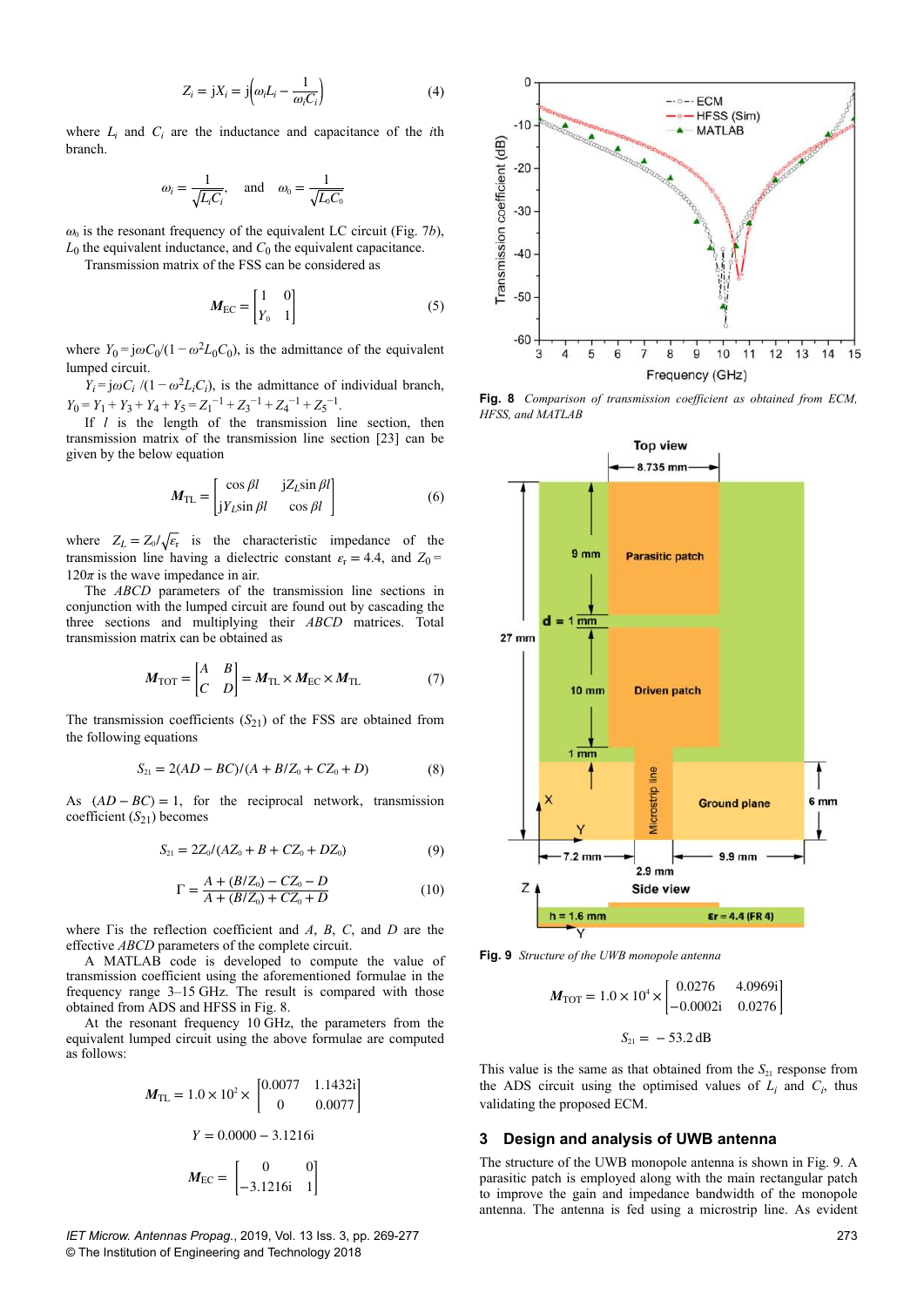$$Z_i = jX_i = j\left(\omega L_i - \frac{1}{\omega C_i}\right) \tag{4}$$

where $L_i$ and $C_i$ are the inductance and capacitance of the $i$th branch.

$$\omega_i = \frac{1}{\sqrt{L_i C_i}}, \quad \text{and} \quad \omega_0 = \frac{1}{\sqrt{L_0 C_0}}$$

$\omega_0$ is the resonant frequency of the equivalent LC circuit (Fig. 7*b*), $L_0$ the equivalent inductance, and $C_0$ the equivalent capacitance.

Transmission matrix of the FSS can be considered as

$$\boldsymbol{M}_{\text{EC}} = \begin{bmatrix} 1 & 0 \\ Y_0 & 1 \end{bmatrix} \tag{5}$$

where $Y_0 = j\omega C_0/(1 - \omega^2 L_0 C_0)$, is the admittance of the equivalent lumped circuit.

$Y_i = j\omega C_i/(1 - \omega^2 L_i C_i)$, is the admittance of individual branch, $Y_0 = Y_1 + Y_3 + Y_4 + Y_5 = Z_1^{-1} + Z_3^{-1} + Z_4^{-1} + Z_5^{-1}$.

If $l$ is the length of the transmission line section, then transmission matrix of the transmission line section [23] can be given by the below equation

$$\boldsymbol{M}_{\text{TL}} = \begin{bmatrix} \cos \beta l & jZ_L \sin \beta l \\ jY_L \sin \beta l & \cos \beta l \end{bmatrix} \tag{6}$$

where $Z_L = Z_0/\sqrt{\varepsilon_r}$ is the characteristic impedance of the transmission line having a dielectric constant $\varepsilon_r = 4.4$, and $Z_0 = 120\pi$ is the wave impedance in air.

The *ABCD* parameters of the transmission line sections in conjunction with the lumped circuit are found out by cascading the three sections and multiplying their *ABCD* matrices. Total transmission matrix can be obtained as

$$\boldsymbol{M}_{\text{TOT}} = \begin{bmatrix} A & B \\ C & D \end{bmatrix} = \boldsymbol{M}_{\text{TL}} \times \boldsymbol{M}_{\text{EC}} \times \boldsymbol{M}_{\text{TL}} \tag{7}$$

The transmission coefficients ($S_{21}$) of the FSS are obtained from the following equations

$$S_{21} = 2(AD - BC)/(A + B/Z_0 + CZ_0 + D) \tag{8}$$

As $(AD - BC) = 1$, for the reciprocal network, transmission coefficient ($S_{21}$) becomes

$$S_{21} = 2Z_0/(AZ_0 + B + CZ_0 + DZ_0) \tag{9}$$

$$\Gamma = \frac{A + (B/Z_0) - CZ_0 - D}{A + (B/Z_0) + CZ_0 + D} \tag{10}$$

where $\Gamma$ is the reflection coefficient and $A$, $B$, $C$, and $D$ are the effective *ABCD* parameters of the complete circuit.

A MATLAB code is developed to compute the value of transmission coefficient using the aforementioned formulae in the frequency range 3–15 GHz. The result is compared with those obtained from ADS and HFSS in Fig. 8.

At the resonant frequency 10 GHz, the parameters from the equivalent lumped circuit using the above formulae are computed as follows:

$$\boldsymbol{M}_{\text{TL}} = 1.0 \times 10^2 \times \begin{bmatrix} 0.0077 & 1.1432i \\ 0 & 0.0077 \end{bmatrix}$$

$$Y = 0.0000 - 3.1216i$$

$$\boldsymbol{M}_{\text{EC}} = \begin{bmatrix} 0 & 0 \\ -3.1216i & 1 \end{bmatrix}$$

**Fig. 8** *Comparison of transmission coefficient as obtained from ECM, HFSS, and MATLAB*

**Fig. 9** *Structure of the UWB monopole antenna*

$$\boldsymbol{M}_{\text{TOT}} = 1.0 \times 10^4 \times \begin{bmatrix} 0.0276 & 4.0969i \\ -0.0002i & 0.0276 \end{bmatrix}$$

$$S_{21} = -53.2 \text{ dB}$$

This value is the same as that obtained from the $S_{21}$ response from the ADS circuit using the optimised values of $L_i$ and $C_i$, thus validating the proposed ECM.

## 3 Design and analysis of UWB antenna

The structure of the UWB monopole antenna is shown in Fig. 9. A parasitic patch is employed along with the main rectangular patch to improve the gain and impedance bandwidth of the monopole antenna. The antenna is fed using a microstrip line. As evident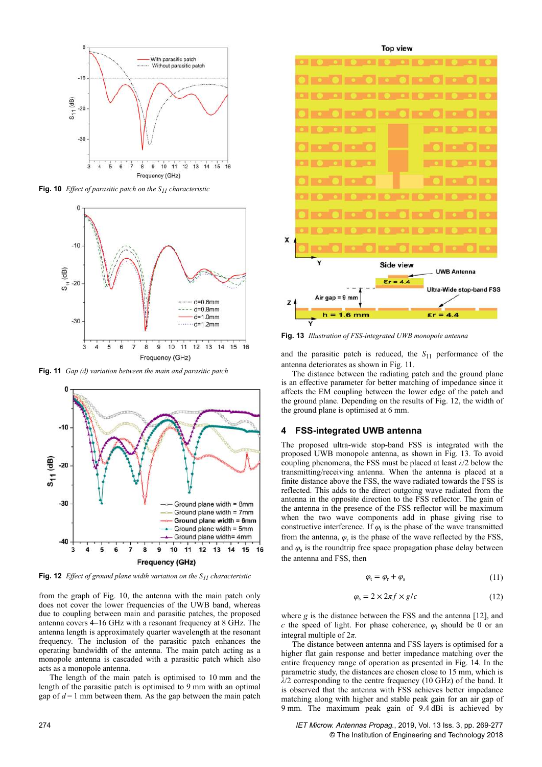Fig. 10 *Effect of parasitic patch on the $S_{11}$ characteristic*

Fig. 11 *Gap (d) variation between the main and parasitic patch*

Fig. 12 *Effect of ground plane width variation on the $S_{11}$ characteristic*

from the graph of Fig. 10, the antenna with the main patch only does not cover the lower frequencies of the UWB band, whereas due to coupling between main and parasitic patches, the proposed antenna covers 4–16 GHz with a resonant frequency at 8 GHz. The antenna length is approximately quarter wavelength at the resonant frequency. The inclusion of the parasitic patch enhances the operating bandwidth of the antenna. The main patch acting as a monopole antenna is cascaded with a parasitic patch which also acts as a monopole antenna.

The length of the main patch is optimised to 10 mm and the length of the parasitic patch is optimised to 9 mm with an optimal gap of $d = 1$ mm between them. As the gap between the main patch and the parasitic patch is reduced, the $S_{11}$ performance of the antenna deteriorates as shown in Fig. 11.

The distance between the radiating patch and the ground plane is an effective parameter for better matching of impedance since it affects the EM coupling between the lower edge of the patch and the ground plane. Depending on the results of Fig. 12, the width of the ground plane is optimised at 6 mm.

Fig. 13 *Illustration of FSS-integrated UWB monopole antenna*

## 4 FSS-integrated UWB antenna

The proposed ultra-wide stop-band FSS is integrated with the proposed UWB monopole antenna, as shown in Fig. 13. To avoid coupling phenomena, the FSS must be placed at least $\lambda/2$ below the transmitting/receiving antenna. When the antenna is placed at a finite distance above the FSS, the wave radiated towards the FSS is reflected. This adds to the direct outgoing wave radiated from the antenna in the opposite direction to the FSS reflector. The gain of the antenna in the presence of the FSS reflector will be maximum when the two wave components add in phase giving rise to constructive interference. If $\varphi_t$ is the phase of the wave transmitted from the antenna, $\varphi_r$ is the phase of the wave reflected by the FSS, and $\varphi_s$ is the roundtrip free space propagation phase delay between the antenna and FSS, then

$$\varphi_t = \varphi_r + \varphi_s \tag{11}$$

$$\varphi_s = 2 \times 2\pi f \times g/c \tag{12}$$

where $g$ is the distance between the FSS and the antenna [12], and $c$ the speed of light. For phase coherence, $\varphi_t$ should be 0 or an integral multiple of $2\pi$.

The distance between antenna and FSS layers is optimised for a higher flat gain response and better impedance matching over the entire frequency range of operation as presented in Fig. 14. In the parametric study, the distances are chosen close to 15 mm, which is $\lambda/2$ corresponding to the centre frequency (10 GHz) of the band. It is observed that the antenna with FSS achieves better impedance matching along with higher and stable peak gain for an air gap of 9 mm. The maximum peak gain of 9.4 dBi is achieved by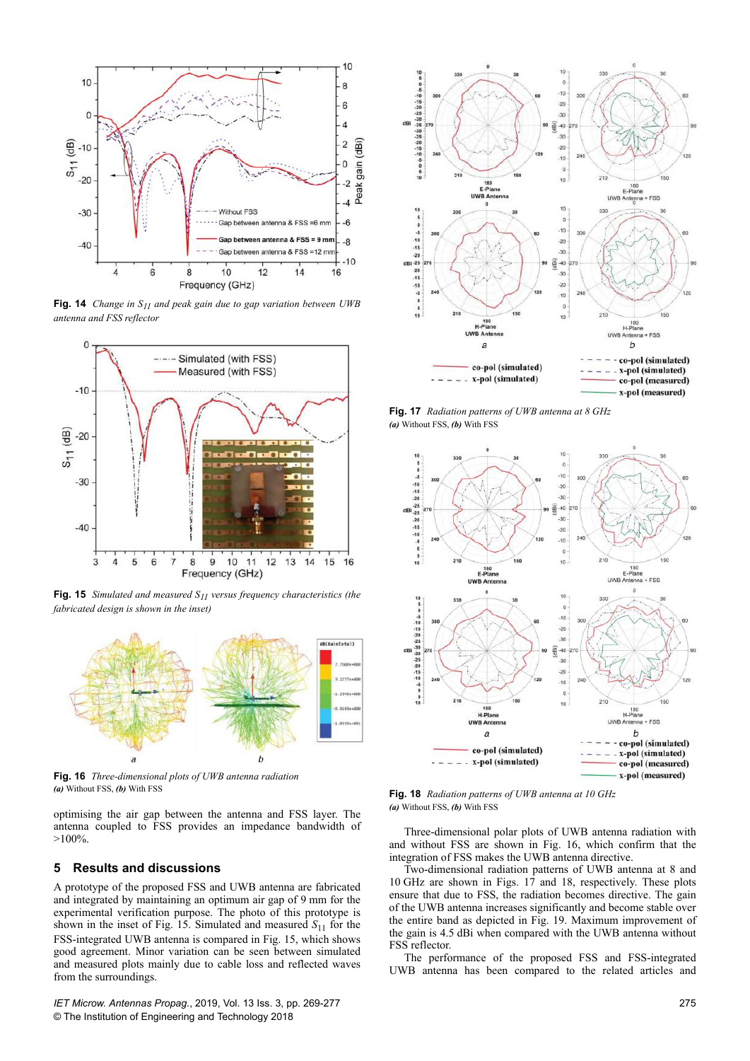**Fig. 14** *Change in $S_{11}$ and peak gain due to gap variation between UWB antenna and FSS reflector*

**Fig. 15** *Simulated and measured $S_{11}$ versus frequency characteristics (the fabricated design is shown in the inset)*

**Fig. 16** *Three-dimensional plots of UWB antenna radiation*
*(a)* Without FSS, *(b)* With FSS

optimising the air gap between the antenna and FSS layer. The antenna coupled to FSS provides an impedance bandwidth of >100%.

## 5 Results and discussions

A prototype of the proposed FSS and UWB antenna are fabricated and integrated by maintaining an optimum air gap of 9 mm for the experimental verification purpose. The photo of this prototype is shown in the inset of Fig. 15. Simulated and measured $S_{11}$ for the FSS-integrated UWB antenna is compared in Fig. 15, which shows good agreement. Minor variation can be seen between simulated and measured plots mainly due to cable loss and reflected waves from the surroundings.

**Fig. 17** *Radiation patterns of UWB antenna at 8 GHz*
*(a)* Without FSS, *(b)* With FSS

**Fig. 18** *Radiation patterns of UWB antenna at 10 GHz*
*(a)* Without FSS, *(b)* With FSS

Three-dimensional polar plots of UWB antenna radiation with and without FSS are shown in Fig. 16, which confirm that the integration of FSS makes the UWB antenna directive.

Two-dimensional radiation patterns of UWB antenna at 8 and 10 GHz are shown in Figs. 17 and 18, respectively. These plots ensure that due to FSS, the radiation becomes directive. The gain of the UWB antenna increases significantly and become stable over the entire band as depicted in Fig. 19. Maximum improvement of the gain is 4.5 dBi when compared with the UWB antenna without FSS reflector.

The performance of the proposed FSS and FSS-integrated UWB antenna has been compared to the related articles and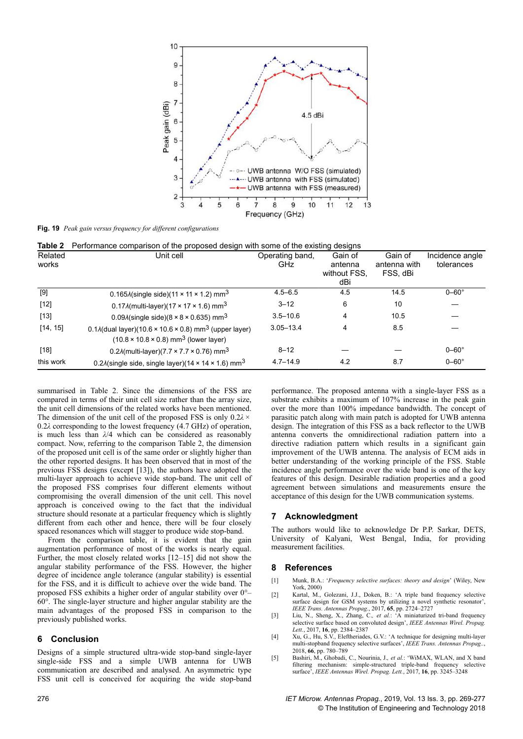Fig. 19 *Peak gain versus frequency for different configurations*

**Table 2** Performance comparison of the proposed design with some of the existing designs

| Related works | Unit cell | Operating band, GHz | Gain of antenna without FSS, dBi | Gain of antenna with FSS, dBi | Incidence angle tolerances |
|---|---|---|---|---|---|
| [9] | $0.165\lambda$(single side)($11 \times 11 \times 1.2$) $mm^3$ | 4.5–6.5 | 4.5 | 14.5 | 0–60° |
| [12] | $0.17\lambda$(multi-layer)($17 \times 17 \times 1.6$) $mm^3$ | 3–12 | 6 | 10 | — |
| [13] | $0.09\lambda$(single side)($8 \times 8 \times 0.635$) $mm^3$ | 3.5–10.6 | 4 | 10.5 | — |
| [14, 15] | $0.1\lambda$(dual layer)($10.6 \times 10.6 \times 0.8$) $mm^3$ (upper layer) ($10.8 \times 10.8 \times 0.8$) $mm^3$ (lower layer) | 3.05–13.4 | 4 | 8.5 | — |
| [18] | $0.2\lambda$(multi-layer)($7.7 \times 7.7 \times 0.76$) $mm^3$ | 8–12 | — | — | 0–60° |
| this work | $0.2\lambda$(single side, single layer)($14 \times 14 \times 1.6$) $mm^3$ | 4.7–14.9 | 4.2 | 8.7 | 0–60° |

summarised in Table 2. Since the dimensions of the FSS are compared in terms of their unit cell size rather than the array size, the unit cell dimensions of the related works have been mentioned. The dimension of the unit cell of the proposed FSS is only $0.2\lambda \times 0.2\lambda$ corresponding to the lowest frequency (4.7 GHz) of operation, is much less than $\lambda/4$ which can be considered as reasonably compact. Now, referring to the comparison Table 2, the dimension of the proposed unit cell is of the same order or slightly higher than the other reported designs. It has been observed that in most of the previous FSS designs (except [13]), the authors have adopted the multi-layer approach to achieve wide stop-band. The unit cell of the proposed FSS comprises four different elements without compromising the overall dimension of the unit cell. This novel approach is conceived owing to the fact that the individual structure should resonate at a particular frequency which is slightly different from each other and hence, there will be four closely spaced resonances which will stagger to produce wide stop-band.

From the comparison table, it is evident that the gain augmentation performance of most of the works is nearly equal. Further, the most closely related works [12–15] did not show the angular stability performance of the FSS. However, the higher degree of incidence angle tolerance (angular stability) is essential for the FSS, and it is difficult to achieve over the wide band. The proposed FSS exhibits a higher order of angular stability over 0°–60°. The single-layer structure and higher angular stability are the main advantages of the proposed FSS in comparison to the previously published works.

## 6 Conclusion

Designs of a simple structured ultra-wide stop-band single-layer single-side FSS and a simple UWB antenna for UWB communication are described and analysed. An asymmetric type FSS unit cell is conceived for acquiring the wide stop-band performance. The proposed antenna with a single-layer FSS as a substrate exhibits a maximum of 107% increase in the peak gain over the more than 100% impedance bandwidth. The concept of parasitic patch along with main patch is adopted for UWB antenna design. The integration of this FSS as a back reflector to the UWB antenna converts the omnidirectional radiation pattern into a directive radiation pattern which results in a significant gain improvement of the UWB antenna. The analysis of ECM aids in better understanding of the working principle of the FSS. Stable incidence angle performance over the wide band is one of the key features of this design. Desirable radiation properties and a good agreement between simulations and measurements ensure the acceptance of this design for the UWB communication systems.

## 7 Acknowledgment

The authors would like to acknowledge Dr P.P. Sarkar, DETS, University of Kalyani, West Bengal, India, for providing measurement facilities.

## 8 References

[1] Munk, B.A.: '*Frequency selective surfaces: theory and design*' (Wiley, New York, 2000)

[2] Kartal, M., Golezani, J.J., Doken, B.: 'A triple band frequency selective surface design for GSM systems by utilizing a novel synthetic resonator', *IEEE Trans. Antennas Propag.*, 2017, **65**, pp. 2724–2727

[3] Liu, N., Sheng, X., Zhang, C., *et al.*: 'A miniaturized tri-band frequency selective surface based on convoluted design', *IEEE Antennas Wirel. Propag. Lett.*, 2017, **16**, pp. 2384–2387

[4] Xu, G., Hu, S.V., Eleftheriades, G.V.: 'A technique for designing multi-layer multi-stopband frequency selective surfaces', *IEEE Trans. Antennas Propag.*, 2018, **66**, pp. 780–789

[5] Bashiri, M., Ghobadi, C., Nourinia, J., *et al.*: 'WiMAX, WLAN, and X band filtering mechanism: simple-structured triple-band frequency selective surface', *IEEE Antennas Wirel. Propag. Lett.*, 2017, **16**, pp. 3245–3248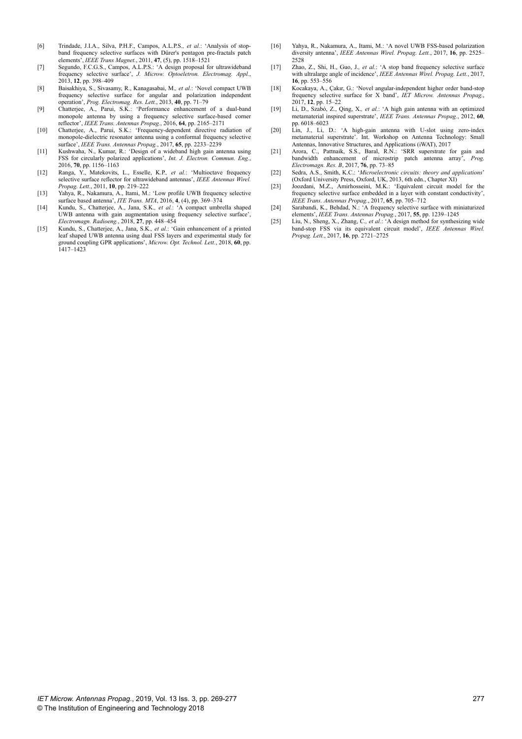[6] Trindade, J.I.A., Silva, P.H.F., Campos, A.L.P.S., *et al.*: 'Analysis of stop-band frequency selective surfaces with Dürer's pentagon pre-fractals patch elements', *IEEE Trans Magnet.*, 2011, **47**, (5), pp. 1518–1521

[7] Segundo, F.C.G.S., Campos, A.L.P.S.: 'A design proposal for ultrawideband frequency selective surface', *J. Microw. Optoeletron. Electromag. Appl.*, 2013, **12**, pp. 398–409

[8] Baisakhiya, S., Sivasamy, R., Kanagasabai, M., *et al.*: 'Novel compact UWB frequency selective surface for angular and polarization independent operation', *Prog. Electromag. Res. Lett.*, 2013, **40**, pp. 71–79

[9] Chatterjee, A., Parui, S.K.: 'Performance enhancement of a dual-band monopole antenna by using a frequency selective surface-based corner reflector', *IEEE Trans. Antennas Propag.*, 2016, **64**, pp. 2165–2171

[10] Chatterjee, A., Parui, S.K.: 'Frequency-dependent directive radiation of monopole-dielectric resonator antenna using a conformal frequency selective surface', *IEEE Trans. Antennas Propag.*, 2017, **65**, pp. 2233–2239

[11] Kushwaha, N., Kumar, R.: 'Design of a wideband high gain antenna using FSS for circularly polarized applications', *Int. J. Electron. Commun. Eng.*, 2016, **70**, pp. 1156–1163

[12] Ranga, Y., Matekovits, L., Esselle, K.P., *et al.*: 'Multioctave frequency selective surface reflector for ultrawideband antennas', *IEEE Antennas Wirel. Propag. Lett.*, 2011, **10**, pp. 219–222

[13] Yahya, R., Nakamura, A., Itami, M.: 'Low profile UWB frequency selective surface based antenna', *ITE Trans. MTA*, 2016, **4**, (4), pp. 369–374

[14] Kundu, S., Chatterjee, A., Jana, S.K., *et al.*: 'A compact umbrella shaped UWB antenna with gain augmentation using frequency selective surface', *Electromagn. Radioeng.*, 2018, **27**, pp. 448–454

[15] Kundu, S., Chatterjee, A., Jana, S.K., *et al.*: 'Gain enhancement of a printed leaf shaped UWB antenna using dual FSS layers and experimental study for ground coupling GPR applications', *Microw. Opt. Technol. Lett.*, 2018, **60**, pp. 1417–1423

[16] Yahya, R., Nakamura, A., Itami, M.: 'A novel UWB FSS-based polarization diversity antenna', *IEEE Antennas Wirel. Propag. Lett.*, 2017, **16**, pp. 2525–2528

[17] Zhao, Z., Shi, H., Guo, J., *et al.*: 'A stop band frequency selective surface with ultralarge angle of incidence', *IEEE Antennas Wirel. Propag. Lett.*, 2017, **16**, pp. 553–556

[18] Kocakaya, A., Çakır, G.: 'Novel angular-independent higher order band-stop frequency selective surface for X band', *IET Microw. Antennas Propag.*, 2017, **12**, pp. 15–22

[19] Li, D., Szabó, Z., Qing, X., *et al.*: 'A high gain antenna with an optimized metamaterial inspired superstrate', *IEEE Trans. Antennas Propag.*, 2012, **60**, pp. 6018–6023

[20] Lin, J., Li, D.: 'A high-gain antenna with U-slot using zero-index metamaterial superstrate'. Int. Workshop on Antenna Technology: Small Antennas, Innovative Structures, and Applications (iWAT), 2017

[21] Arora, C., Pattnaik, S.S., Baral, R.N.: 'SRR superstrate for gain and bandwidth enhancement of microstrip patch antenna array', *Prog. Electromagn. Res. B*, 2017, **76**, pp. 73–85

[22] Sedra, A.S., Smith, K.C.: '*Microelectronic circuits: theory and applications*' (Oxford University Press, Oxford, UK, 2013, 6th edn., Chapter XI)

[23] Joozdani, M.Z., Amirhosseini, M.K.: 'Equivalent circuit model for the frequency selective surface embedded in a layer with constant conductivity', *IEEE Trans. Antennas Propag.*, 2017, **65**, pp. 705–712

[24] Sarabandi, K., Behdad, N.: 'A frequency selective surface with miniaturized elements', *IEEE Trans. Antennas Propag.*, 2017, **55**, pp. 1239–1245

[25] Liu, N., Sheng, X., Zhang, C., *et al.*: 'A design method for synthesizing wide band-stop FSS via its equivalent circuit model', *IEEE Antennas Wirel. Propag. Lett.*, 2017, **16**, pp. 2721–2725